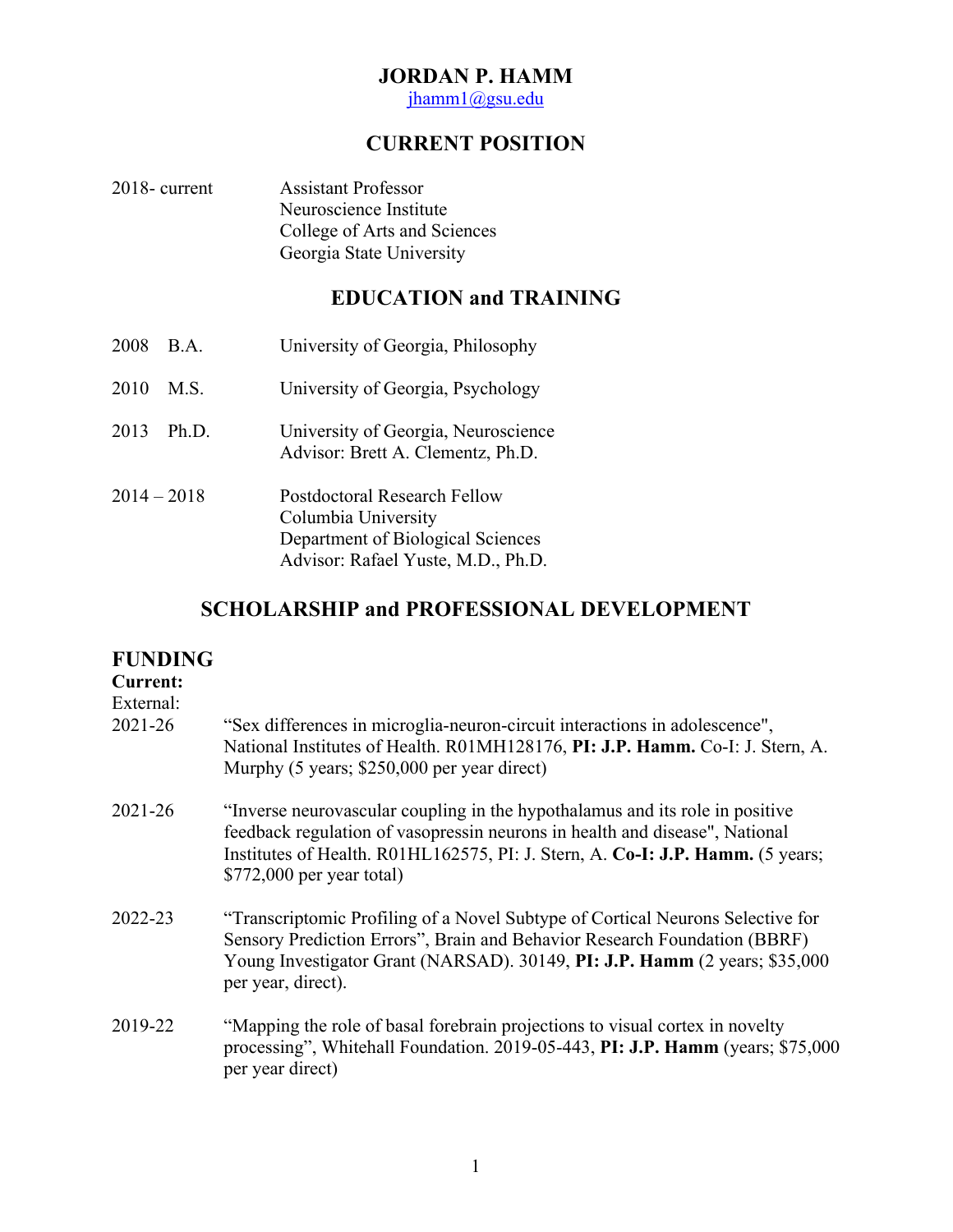# JORDAN P. HAMM

jhamm1@gsu.edu

## CURRENT POSITION

2018- current Assistant Professor
Neuroscience Institute
College of Arts and Sciences
Georgia State University

## EDUCATION and TRAINING

2008 B.A. University of Georgia, Philosophy

2010 M.S. University of Georgia, Psychology

2013 Ph.D. University of Georgia, Neuroscience
Advisor: Brett A. Clementz, Ph.D.

2014 – 2018 Postdoctoral Research Fellow
Columbia University
Department of Biological Sciences
Advisor: Rafael Yuste, M.D., Ph.D.

## SCHOLARSHIP and PROFESSIONAL DEVELOPMENT

### FUNDING

**Current:**

External:

2021-26 "Sex differences in microglia-neuron-circuit interactions in adolescence", National Institutes of Health. R01MH128176, **PI: J.P. Hamm.** Co-I: J. Stern, A. Murphy (5 years; $250,000 per year direct)

2021-26 "Inverse neurovascular coupling in the hypothalamus and its role in positive feedback regulation of vasopressin neurons in health and disease", National Institutes of Health. R01HL162575, PI: J. Stern, A. **Co-I: J.P. Hamm.** (5 years; $772,000 per year total)

2022-23 "Transcriptomic Profiling of a Novel Subtype of Cortical Neurons Selective for Sensory Prediction Errors", Brain and Behavior Research Foundation (BBRF) Young Investigator Grant (NARSAD). 30149, **PI: J.P. Hamm** (2 years; $35,000 per year, direct).

2019-22 "Mapping the role of basal forebrain projections to visual cortex in novelty processing", Whitehall Foundation. 2019-05-443, **PI: J.P. Hamm** (years; $75,000 per year direct)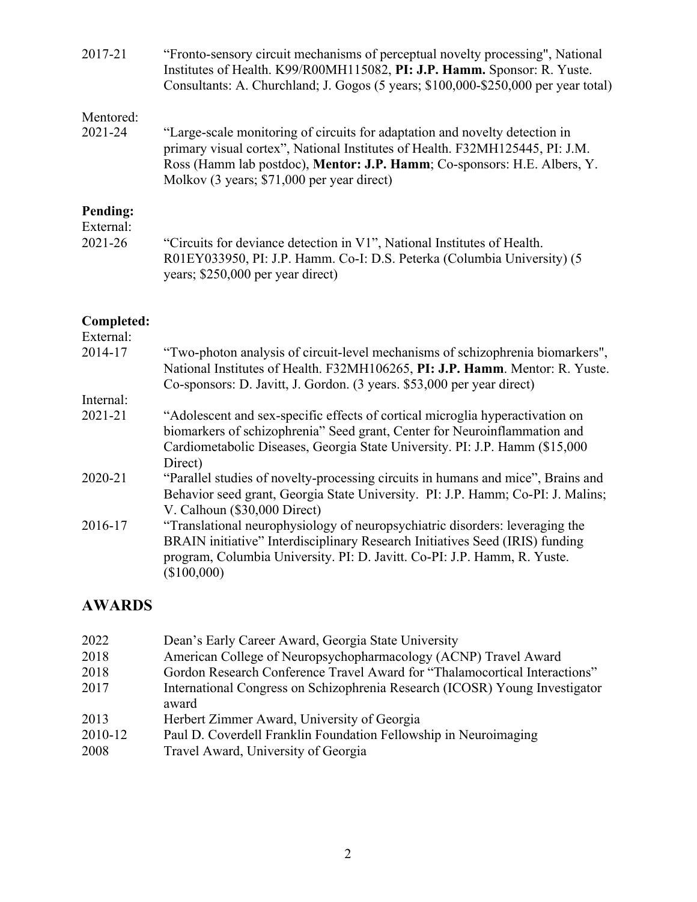2017-21 “Fronto-sensory circuit mechanisms of perceptual novelty processing", National Institutes of Health. K99/R00MH115082, **PI: J.P. Hamm.** Sponsor: R. Yuste. Consultants: A. Churchland; J. Gogos (5 years; $100,000-$250,000 per year total)

Mentored:

2021-24 “Large-scale monitoring of circuits for adaptation and novelty detection in primary visual cortex”, National Institutes of Health. F32MH125445, PI: J.M. Ross (Hamm lab postdoc), **Mentor: J.P. Hamm**; Co-sponsors: H.E. Albers, Y. Molkov (3 years; $71,000 per year direct)

**Pending:**

External:

2021-26 “Circuits for deviance detection in V1”, National Institutes of Health. R01EY033950, PI: J.P. Hamm. Co-I: D.S. Peterka (Columbia University) (5 years; $250,000 per year direct)

**Completed:**

External:

2014-17 “Two-photon analysis of circuit-level mechanisms of schizophrenia biomarkers", National Institutes of Health. F32MH106265, **PI: J.P. Hamm**. Mentor: R. Yuste. Co-sponsors: D. Javitt, J. Gordon. (3 years. $53,000 per year direct)

Internal:

2021-21 “Adolescent and sex-specific effects of cortical microglia hyperactivation on biomarkers of schizophrenia” Seed grant, Center for Neuroinflammation and Cardiometabolic Diseases, Georgia State University. PI: J.P. Hamm ($15,000 Direct)

2020-21 “Parallel studies of novelty-processing circuits in humans and mice”, Brains and Behavior seed grant, Georgia State University. PI: J.P. Hamm; Co-PI: J. Malins; V. Calhoun ($30,000 Direct)

2016-17 “Translational neurophysiology of neuropsychiatric disorders: leveraging the BRAIN initiative” Interdisciplinary Research Initiatives Seed (IRIS) funding program, Columbia University. PI: D. Javitt. Co-PI: J.P. Hamm, R. Yuste. ($100,000)

## AWARDS

2022 Dean’s Early Career Award, Georgia State University

2018 American College of Neuropsychopharmacology (ACNP) Travel Award

2018 Gordon Research Conference Travel Award for “Thalamocortical Interactions”

2017 International Congress on Schizophrenia Research (ICOSR) Young Investigator award

2013 Herbert Zimmer Award, University of Georgia

2010-12 Paul D. Coverdell Franklin Foundation Fellowship in Neuroimaging

2008 Travel Award, University of Georgia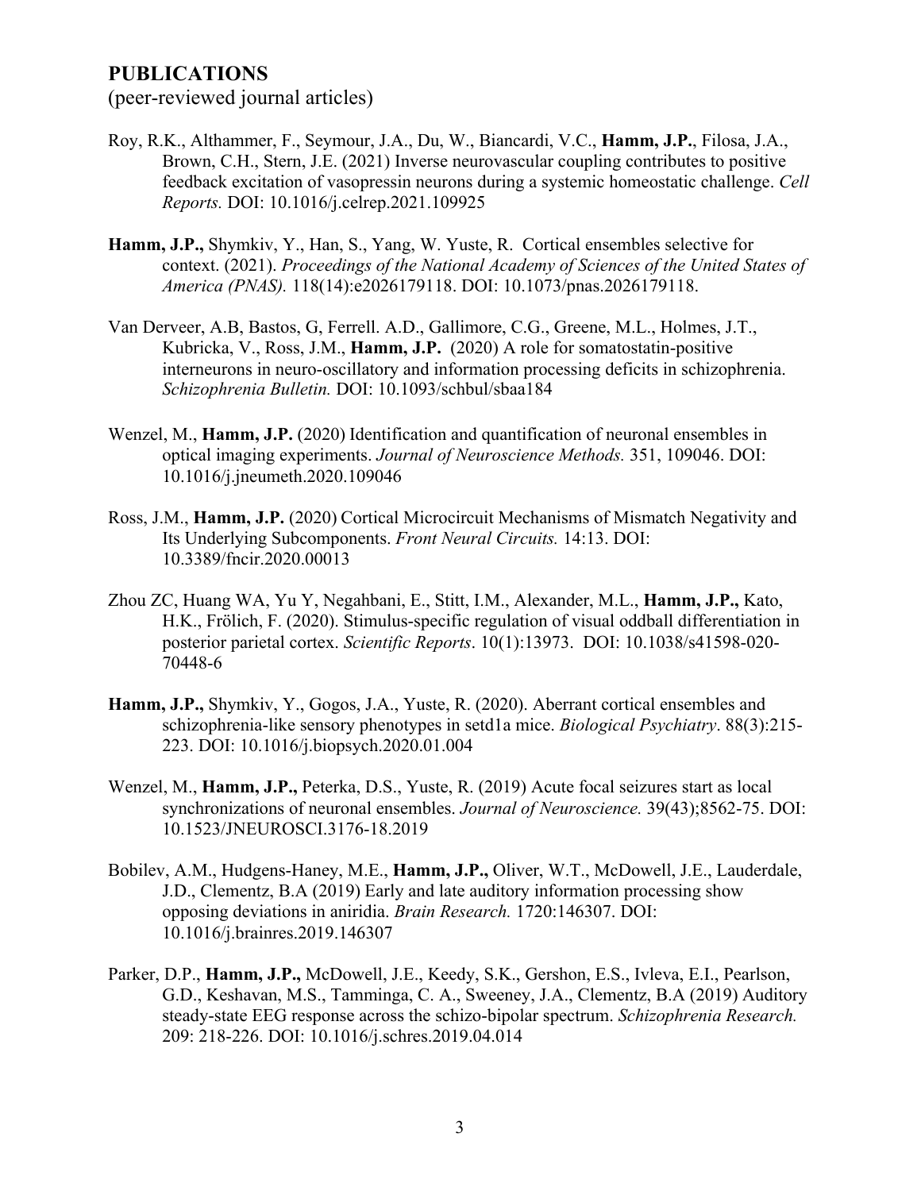## PUBLICATIONS

(peer-reviewed journal articles)

Roy, R.K., Althammer, F., Seymour, J.A., Du, W., Biancardi, V.C., **Hamm, J.P.**, Filosa, J.A., Brown, C.H., Stern, J.E. (2021) Inverse neurovascular coupling contributes to positive feedback excitation of vasopressin neurons during a systemic homeostatic challenge. *Cell Reports.* DOI: 10.1016/j.celrep.2021.109925

**Hamm, J.P.,** Shymkiv, Y., Han, S., Yang, W. Yuste, R. Cortical ensembles selective for context. (2021). *Proceedings of the National Academy of Sciences of the United States of America (PNAS).* 118(14):e2026179118. DOI: 10.1073/pnas.2026179118.

Van Derveer, A.B, Bastos, G, Ferrell. A.D., Gallimore, C.G., Greene, M.L., Holmes, J.T., Kubricka, V., Ross, J.M., **Hamm, J.P.** (2020) A role for somatostatin-positive interneurons in neuro-oscillatory and information processing deficits in schizophrenia. *Schizophrenia Bulletin.* DOI: 10.1093/schbul/sbaa184

Wenzel, M., **Hamm, J.P.** (2020) Identification and quantification of neuronal ensembles in optical imaging experiments. *Journal of Neuroscience Methods.* 351, 109046. DOI: 10.1016/j.jneumeth.2020.109046

Ross, J.M., **Hamm, J.P.** (2020) Cortical Microcircuit Mechanisms of Mismatch Negativity and Its Underlying Subcomponents. *Front Neural Circuits.* 14:13. DOI: 10.3389/fncir.2020.00013

Zhou ZC, Huang WA, Yu Y, Negahbani, E., Stitt, I.M., Alexander, M.L., **Hamm, J.P.,** Kato, H.K., Frölich, F. (2020). Stimulus-specific regulation of visual oddball differentiation in posterior parietal cortex. *Scientific Reports*. 10(1):13973. DOI: 10.1038/s41598-020-70448-6

**Hamm, J.P.,** Shymkiv, Y., Gogos, J.A., Yuste, R. (2020). Aberrant cortical ensembles and schizophrenia-like sensory phenotypes in setd1a mice. *Biological Psychiatry*. 88(3):215-223. DOI: 10.1016/j.biopsych.2020.01.004

Wenzel, M., **Hamm, J.P.,** Peterka, D.S., Yuste, R. (2019) Acute focal seizures start as local synchronizations of neuronal ensembles. *Journal of Neuroscience.* 39(43);8562-75. DOI: 10.1523/JNEUROSCI.3176-18.2019

Bobilev, A.M., Hudgens-Haney, M.E., **Hamm, J.P.,** Oliver, W.T., McDowell, J.E., Lauderdale, J.D., Clementz, B.A (2019) Early and late auditory information processing show opposing deviations in aniridia. *Brain Research.* 1720:146307. DOI: 10.1016/j.brainres.2019.146307

Parker, D.P., **Hamm, J.P.,** McDowell, J.E., Keedy, S.K., Gershon, E.S., Ivleva, E.I., Pearlson, G.D., Keshavan, M.S., Tamminga, C. A., Sweeney, J.A., Clementz, B.A (2019) Auditory steady-state EEG response across the schizo-bipolar spectrum. *Schizophrenia Research.* 209: 218-226. DOI: 10.1016/j.schres.2019.04.014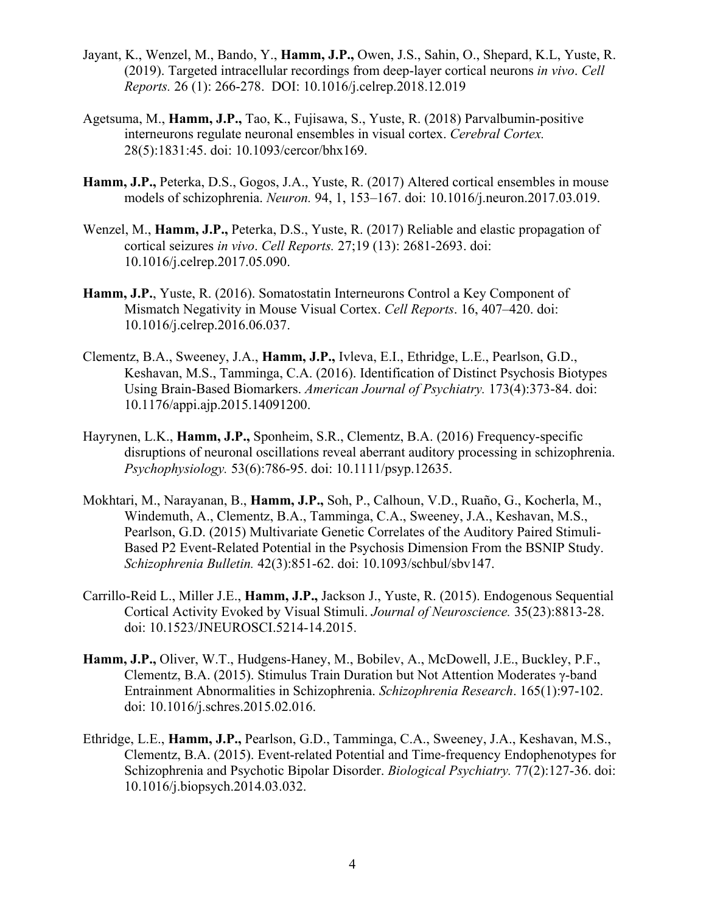Jayant, K., Wenzel, M., Bando, Y., **Hamm, J.P.,** Owen, J.S., Sahin, O., Shepard, K.L, Yuste, R. (2019). Targeted intracellular recordings from deep-layer cortical neurons *in vivo*. *Cell Reports.* 26 (1): 266-278. DOI: 10.1016/j.celrep.2018.12.019

Agetsuma, M., **Hamm, J.P.,** Tao, K., Fujisawa, S., Yuste, R. (2018) Parvalbumin-positive interneurons regulate neuronal ensembles in visual cortex. *Cerebral Cortex.* 28(5):1831:45. doi: 10.1093/cercor/bhx169.

**Hamm, J.P.,** Peterka, D.S., Gogos, J.A., Yuste, R. (2017) Altered cortical ensembles in mouse models of schizophrenia. *Neuron.* 94, 1, 153–167. doi: 10.1016/j.neuron.2017.03.019.

Wenzel, M., **Hamm, J.P.,** Peterka, D.S., Yuste, R. (2017) Reliable and elastic propagation of cortical seizures *in vivo*. *Cell Reports.* 27;19 (13): 2681-2693. doi: 10.1016/j.celrep.2017.05.090.

**Hamm, J.P.**, Yuste, R. (2016). Somatostatin Interneurons Control a Key Component of Mismatch Negativity in Mouse Visual Cortex. *Cell Reports*. 16, 407–420. doi: 10.1016/j.celrep.2016.06.037.

Clementz, B.A., Sweeney, J.A., **Hamm, J.P.,** Ivleva, E.I., Ethridge, L.E., Pearlson, G.D., Keshavan, M.S., Tamminga, C.A. (2016). Identification of Distinct Psychosis Biotypes Using Brain-Based Biomarkers. *American Journal of Psychiatry.* 173(4):373-84. doi: 10.1176/appi.ajp.2015.14091200.

Hayrynen, L.K., **Hamm, J.P.,** Sponheim, S.R., Clementz, B.A. (2016) Frequency-specific disruptions of neuronal oscillations reveal aberrant auditory processing in schizophrenia. *Psychophysiology.* 53(6):786-95. doi: 10.1111/psyp.12635.

Mokhtari, M., Narayanan, B., **Hamm, J.P.,** Soh, P., Calhoun, V.D., Ruaño, G., Kocherla, M., Windemuth, A., Clementz, B.A., Tamminga, C.A., Sweeney, J.A., Keshavan, M.S., Pearlson, G.D. (2015) Multivariate Genetic Correlates of the Auditory Paired Stimuli-Based P2 Event-Related Potential in the Psychosis Dimension From the BSNIP Study. *Schizophrenia Bulletin.* 42(3):851-62. doi: 10.1093/schbul/sbv147.

Carrillo-Reid L., Miller J.E., **Hamm, J.P.,** Jackson J., Yuste, R. (2015). Endogenous Sequential Cortical Activity Evoked by Visual Stimuli. *Journal of Neuroscience.* 35(23):8813-28. doi: 10.1523/JNEUROSCI.5214-14.2015.

**Hamm, J.P.,** Oliver, W.T., Hudgens-Haney, M., Bobilev, A., McDowell, J.E., Buckley, P.F., Clementz, B.A. (2015). Stimulus Train Duration but Not Attention Moderates γ-band Entrainment Abnormalities in Schizophrenia. *Schizophrenia Research*. 165(1):97-102. doi: 10.1016/j.schres.2015.02.016.

Ethridge, L.E., **Hamm, J.P.,** Pearlson, G.D., Tamminga, C.A., Sweeney, J.A., Keshavan, M.S., Clementz, B.A. (2015). Event-related Potential and Time-frequency Endophenotypes for Schizophrenia and Psychotic Bipolar Disorder. *Biological Psychiatry.* 77(2):127-36. doi: 10.1016/j.biopsych.2014.03.032.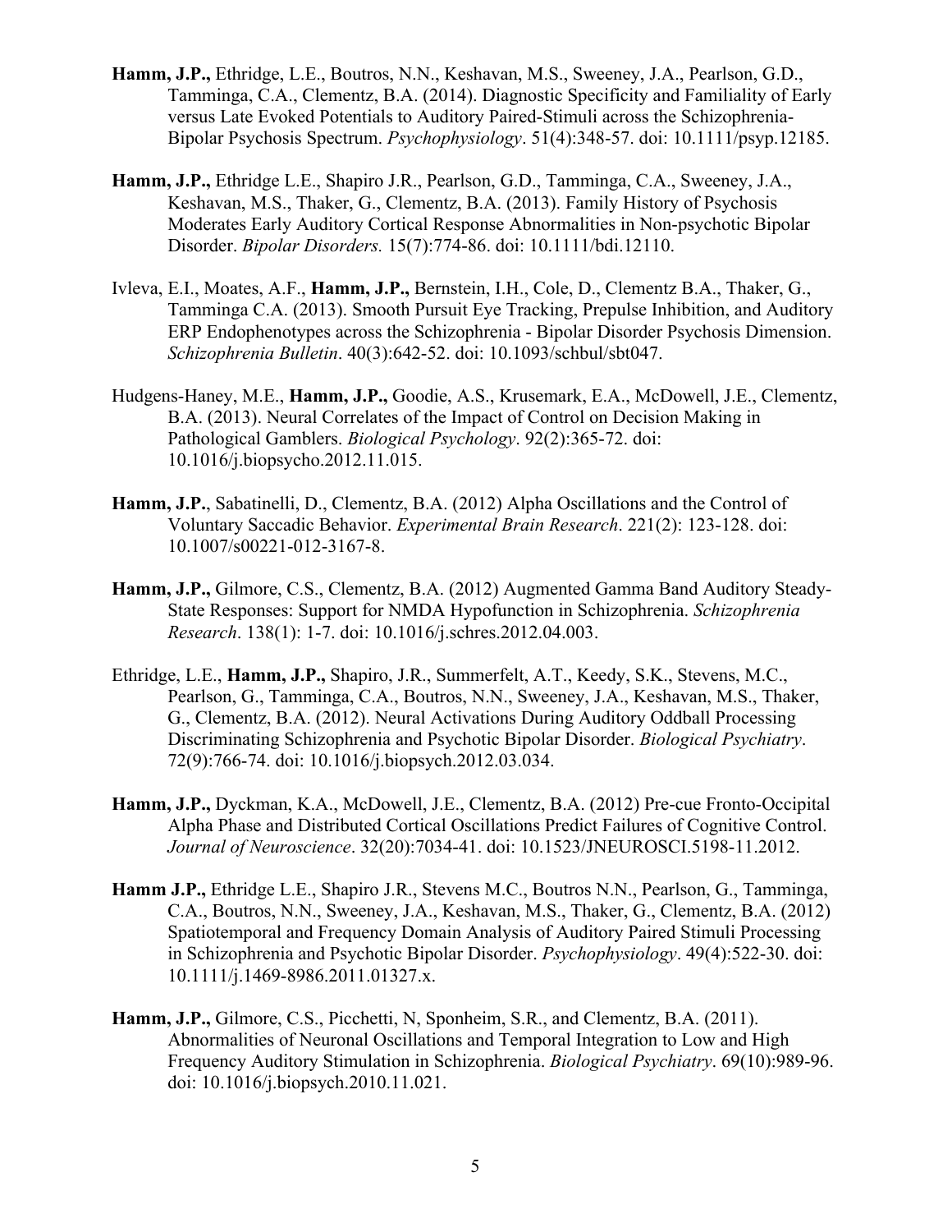**Hamm, J.P.,** Ethridge, L.E., Boutros, N.N., Keshavan, M.S., Sweeney, J.A., Pearlson, G.D., Tamminga, C.A., Clementz, B.A. (2014). Diagnostic Specificity and Familiality of Early versus Late Evoked Potentials to Auditory Paired-Stimuli across the Schizophrenia-Bipolar Psychosis Spectrum. *Psychophysiology*. 51(4):348-57. doi: 10.1111/psyp.12185.

**Hamm, J.P.,** Ethridge L.E., Shapiro J.R., Pearlson, G.D., Tamminga, C.A., Sweeney, J.A., Keshavan, M.S., Thaker, G., Clementz, B.A. (2013). Family History of Psychosis Moderates Early Auditory Cortical Response Abnormalities in Non-psychotic Bipolar Disorder. *Bipolar Disorders.* 15(7):774-86. doi: 10.1111/bdi.12110.

Ivleva, E.I., Moates, A.F., **Hamm, J.P.,** Bernstein, I.H., Cole, D., Clementz B.A., Thaker, G., Tamminga C.A. (2013). Smooth Pursuit Eye Tracking, Prepulse Inhibition, and Auditory ERP Endophenotypes across the Schizophrenia - Bipolar Disorder Psychosis Dimension. *Schizophrenia Bulletin*. 40(3):642-52. doi: 10.1093/schbul/sbt047.

Hudgens-Haney, M.E., **Hamm, J.P.,** Goodie, A.S., Krusemark, E.A., McDowell, J.E., Clementz, B.A. (2013). Neural Correlates of the Impact of Control on Decision Making in Pathological Gamblers. *Biological Psychology*. 92(2):365-72. doi: 10.1016/j.biopsycho.2012.11.015.

**Hamm, J.P.**, Sabatinelli, D., Clementz, B.A. (2012) Alpha Oscillations and the Control of Voluntary Saccadic Behavior. *Experimental Brain Research*. 221(2): 123-128. doi: 10.1007/s00221-012-3167-8.

**Hamm, J.P.,** Gilmore, C.S., Clementz, B.A. (2012) Augmented Gamma Band Auditory Steady-State Responses: Support for NMDA Hypofunction in Schizophrenia. *Schizophrenia Research*. 138(1): 1-7. doi: 10.1016/j.schres.2012.04.003.

Ethridge, L.E., **Hamm, J.P.,** Shapiro, J.R., Summerfelt, A.T., Keedy, S.K., Stevens, M.C., Pearlson, G., Tamminga, C.A., Boutros, N.N., Sweeney, J.A., Keshavan, M.S., Thaker, G., Clementz, B.A. (2012). Neural Activations During Auditory Oddball Processing Discriminating Schizophrenia and Psychotic Bipolar Disorder. *Biological Psychiatry*. 72(9):766-74. doi: 10.1016/j.biopsych.2012.03.034.

**Hamm, J.P.,** Dyckman, K.A., McDowell, J.E., Clementz, B.A. (2012) Pre-cue Fronto-Occipital Alpha Phase and Distributed Cortical Oscillations Predict Failures of Cognitive Control. *Journal of Neuroscience*. 32(20):7034-41. doi: 10.1523/JNEUROSCI.5198-11.2012.

**Hamm J.P.,** Ethridge L.E., Shapiro J.R., Stevens M.C., Boutros N.N., Pearlson, G., Tamminga, C.A., Boutros, N.N., Sweeney, J.A., Keshavan, M.S., Thaker, G., Clementz, B.A. (2012) Spatiotemporal and Frequency Domain Analysis of Auditory Paired Stimuli Processing in Schizophrenia and Psychotic Bipolar Disorder. *Psychophysiology*. 49(4):522-30. doi: 10.1111/j.1469-8986.2011.01327.x.

**Hamm, J.P.,** Gilmore, C.S., Picchetti, N, Sponheim, S.R., and Clementz, B.A. (2011). Abnormalities of Neuronal Oscillations and Temporal Integration to Low and High Frequency Auditory Stimulation in Schizophrenia. *Biological Psychiatry*. 69(10):989-96. doi: 10.1016/j.biopsych.2010.11.021.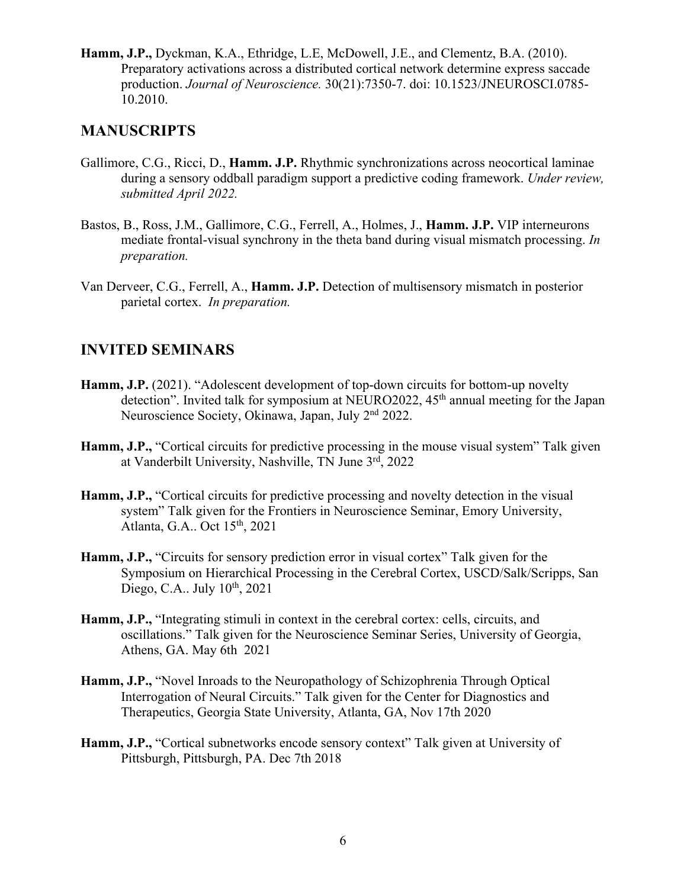**Hamm, J.P.,** Dyckman, K.A., Ethridge, L.E, McDowell, J.E., and Clementz, B.A. (2010). Preparatory activations across a distributed cortical network determine express saccade production. *Journal of Neuroscience.* 30(21):7350-7. doi: 10.1523/JNEUROSCI.0785-10.2010.

## MANUSCRIPTS

Gallimore, C.G., Ricci, D., **Hamm. J.P.** Rhythmic synchronizations across neocortical laminae during a sensory oddball paradigm support a predictive coding framework. *Under review, submitted April 2022.*

Bastos, B., Ross, J.M., Gallimore, C.G., Ferrell, A., Holmes, J., **Hamm. J.P.** VIP interneurons mediate frontal-visual synchrony in the theta band during visual mismatch processing. *In preparation.*

Van Derveer, C.G., Ferrell, A., **Hamm. J.P.** Detection of multisensory mismatch in posterior parietal cortex. *In preparation.*

## INVITED SEMINARS

**Hamm, J.P.** (2021). "Adolescent development of top-down circuits for bottom-up novelty detection". Invited talk for symposium at NEURO2022, 45th annual meeting for the Japan Neuroscience Society, Okinawa, Japan, July 2nd 2022.

**Hamm, J.P.,** "Cortical circuits for predictive processing in the mouse visual system" Talk given at Vanderbilt University, Nashville, TN June 3rd, 2022

**Hamm, J.P.,** "Cortical circuits for predictive processing and novelty detection in the visual system" Talk given for the Frontiers in Neuroscience Seminar, Emory University, Atlanta, G.A.. Oct 15th, 2021

**Hamm, J.P.,** "Circuits for sensory prediction error in visual cortex" Talk given for the Symposium on Hierarchical Processing in the Cerebral Cortex, USCD/Salk/Scripps, San Diego, C.A.. July 10th, 2021

**Hamm, J.P.,** "Integrating stimuli in context in the cerebral cortex: cells, circuits, and oscillations." Talk given for the Neuroscience Seminar Series, University of Georgia, Athens, GA. May 6th 2021

**Hamm, J.P.,** "Novel Inroads to the Neuropathology of Schizophrenia Through Optical Interrogation of Neural Circuits." Talk given for the Center for Diagnostics and Therapeutics, Georgia State University, Atlanta, GA, Nov 17th 2020

**Hamm, J.P.,** "Cortical subnetworks encode sensory context" Talk given at University of Pittsburgh, Pittsburgh, PA. Dec 7th 2018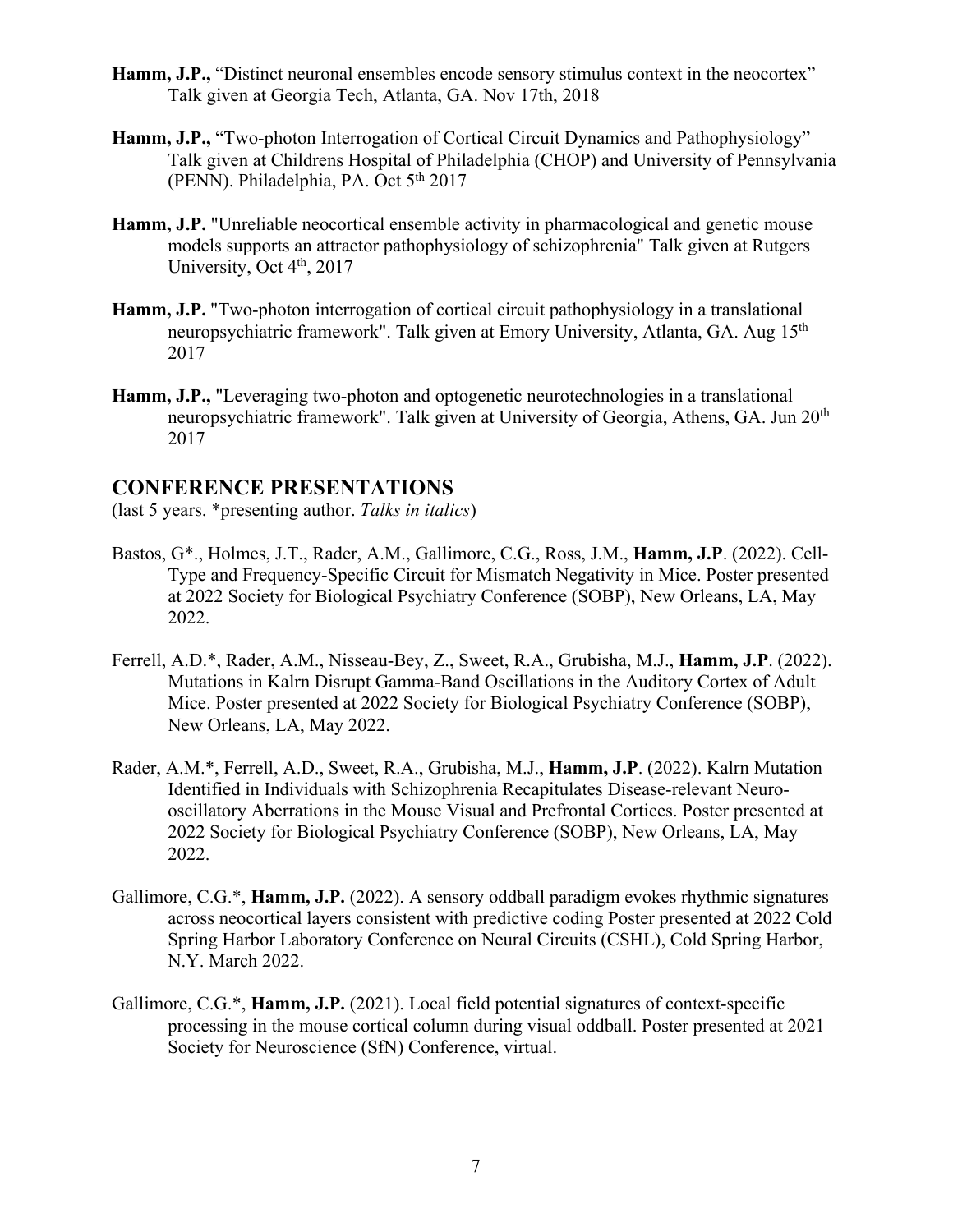**Hamm, J.P.,** "Distinct neuronal ensembles encode sensory stimulus context in the neocortex" Talk given at Georgia Tech, Atlanta, GA. Nov 17th, 2018

**Hamm, J.P.,** "Two-photon Interrogation of Cortical Circuit Dynamics and Pathophysiology" Talk given at Childrens Hospital of Philadelphia (CHOP) and University of Pennsylvania (PENN). Philadelphia, PA. Oct 5th 2017

**Hamm, J.P.** "Unreliable neocortical ensemble activity in pharmacological and genetic mouse models supports an attractor pathophysiology of schizophrenia" Talk given at Rutgers University, Oct 4th, 2017

**Hamm, J.P.** "Two-photon interrogation of cortical circuit pathophysiology in a translational neuropsychiatric framework". Talk given at Emory University, Atlanta, GA. Aug 15th 2017

**Hamm, J.P.,** "Leveraging two-photon and optogenetic neurotechnologies in a translational neuropsychiatric framework". Talk given at University of Georgia, Athens, GA. Jun 20th 2017

## CONFERENCE PRESENTATIONS

(last 5 years. *presenting author. *Talks in italics*)

Bastos, G*., Holmes, J.T., Rader, A.M., Gallimore, C.G., Ross, J.M., **Hamm, J.P**. (2022). Cell-Type and Frequency-Specific Circuit for Mismatch Negativity in Mice. Poster presented at 2022 Society for Biological Psychiatry Conference (SOBP), New Orleans, LA, May 2022.

Ferrell, A.D.*, Rader, A.M., Nisseau-Bey, Z., Sweet, R.A., Grubisha, M.J., **Hamm, J.P**. (2022). Mutations in Kalrn Disrupt Gamma-Band Oscillations in the Auditory Cortex of Adult Mice. Poster presented at 2022 Society for Biological Psychiatry Conference (SOBP), New Orleans, LA, May 2022.

Rader, A.M.*, Ferrell, A.D., Sweet, R.A., Grubisha, M.J., **Hamm, J.P**. (2022). Kalrn Mutation Identified in Individuals with Schizophrenia Recapitulates Disease-relevant Neuro-oscillatory Aberrations in the Mouse Visual and Prefrontal Cortices. Poster presented at 2022 Society for Biological Psychiatry Conference (SOBP), New Orleans, LA, May 2022.

Gallimore, C.G.*, **Hamm, J.P.** (2022). A sensory oddball paradigm evokes rhythmic signatures across neocortical layers consistent with predictive coding Poster presented at 2022 Cold Spring Harbor Laboratory Conference on Neural Circuits (CSHL), Cold Spring Harbor, N.Y. March 2022.

Gallimore, C.G.*, **Hamm, J.P.** (2021). Local field potential signatures of context-specific processing in the mouse cortical column during visual oddball. Poster presented at 2021 Society for Neuroscience (SfN) Conference, virtual.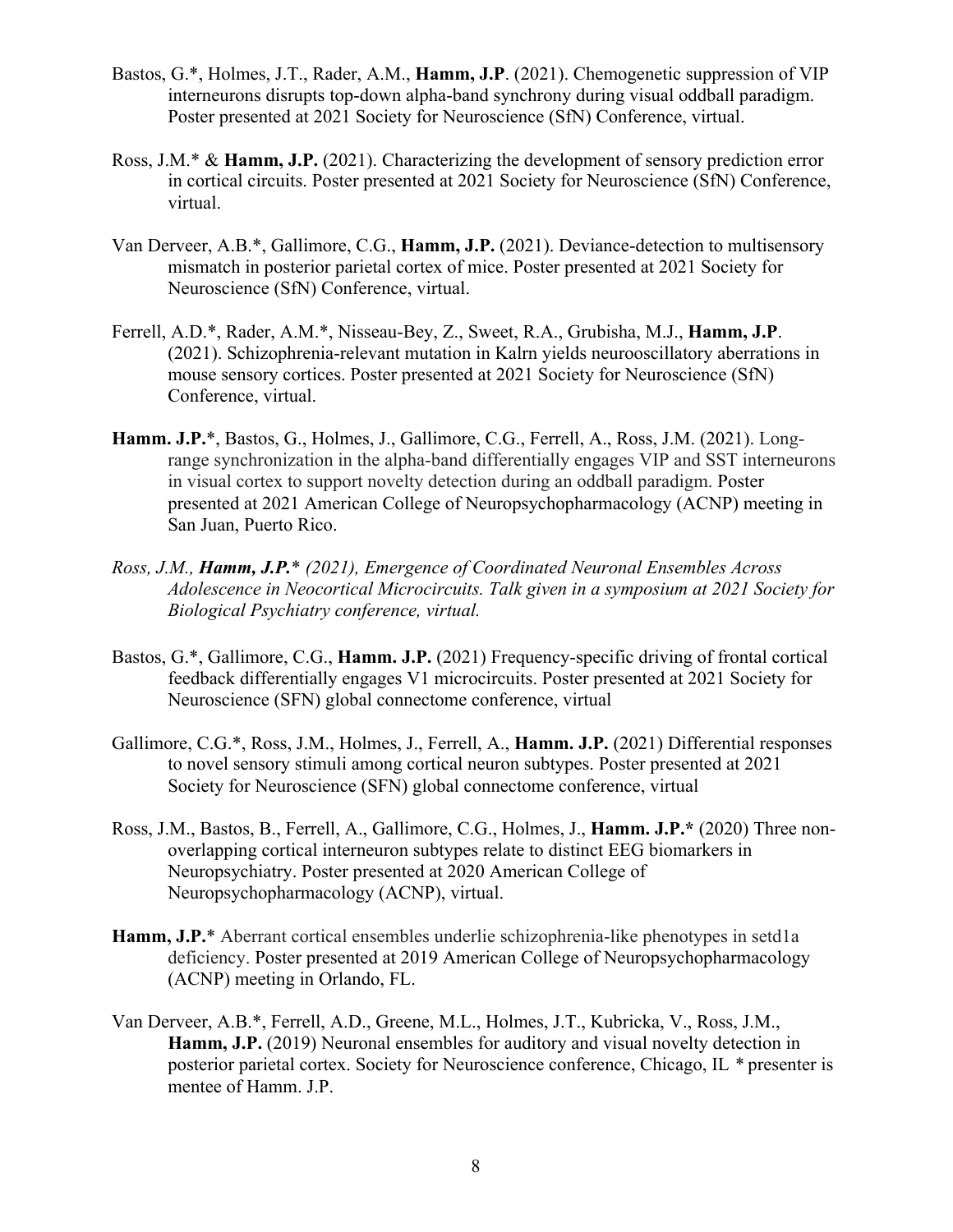Bastos, G.*, Holmes, J.T., Rader, A.M., **Hamm, J.P**. (2021). Chemogenetic suppression of VIP interneurons disrupts top-down alpha-band synchrony during visual oddball paradigm. Poster presented at 2021 Society for Neuroscience (SfN) Conference, virtual.

Ross, J.M.* & **Hamm, J.P.** (2021). Characterizing the development of sensory prediction error in cortical circuits. Poster presented at 2021 Society for Neuroscience (SfN) Conference, virtual.

Van Derveer, A.B.*, Gallimore, C.G., **Hamm, J.P.** (2021). Deviance-detection to multisensory mismatch in posterior parietal cortex of mice. Poster presented at 2021 Society for Neuroscience (SfN) Conference, virtual.

Ferrell, A.D.*, Rader, A.M.*, Nisseau-Bey, Z., Sweet, R.A., Grubisha, M.J., **Hamm, J.P**. (2021). Schizophrenia-relevant mutation in Kalrn yields neurooscillatory aberrations in mouse sensory cortices. Poster presented at 2021 Society for Neuroscience (SfN) Conference, virtual.

**Hamm. J.P.***, Bastos, G., Holmes, J., Gallimore, C.G., Ferrell, A., Ross, J.M. (2021). Long-range synchronization in the alpha-band differentially engages VIP and SST interneurons in visual cortex to support novelty detection during an oddball paradigm. Poster presented at 2021 American College of Neuropsychopharmacology (ACNP) meeting in San Juan, Puerto Rico.

*Ross, J.M., **Hamm, J.P.*** (2021), Emergence of Coordinated Neuronal Ensembles Across Adolescence in Neocortical Microcircuits. Talk given in a symposium at 2021 Society for Biological Psychiatry conference, virtual.*

Bastos, G.*, Gallimore, C.G., **Hamm. J.P.** (2021) Frequency-specific driving of frontal cortical feedback differentially engages V1 microcircuits. Poster presented at 2021 Society for Neuroscience (SFN) global connectome conference, virtual

Gallimore, C.G.*, Ross, J.M., Holmes, J., Ferrell, A., **Hamm. J.P.** (2021) Differential responses to novel sensory stimuli among cortical neuron subtypes. Poster presented at 2021 Society for Neuroscience (SFN) global connectome conference, virtual

Ross, J.M., Bastos, B., Ferrell, A., Gallimore, C.G., Holmes, J., **Hamm. J.P.*** (2020) Three non-overlapping cortical interneuron subtypes relate to distinct EEG biomarkers in Neuropsychiatry. Poster presented at 2020 American College of Neuropsychopharmacology (ACNP), virtual.

**Hamm, J.P.*** Aberrant cortical ensembles underlie schizophrenia-like phenotypes in setd1a deficiency. Poster presented at 2019 American College of Neuropsychopharmacology (ACNP) meeting in Orlando, FL.

Van Derveer, A.B.*, Ferrell, A.D., Greene, M.L., Holmes, J.T., Kubricka, V., Ross, J.M., **Hamm, J.P.** (2019) Neuronal ensembles for auditory and visual novelty detection in posterior parietal cortex. Society for Neuroscience conference, Chicago, IL * presenter is mentee of Hamm. J.P.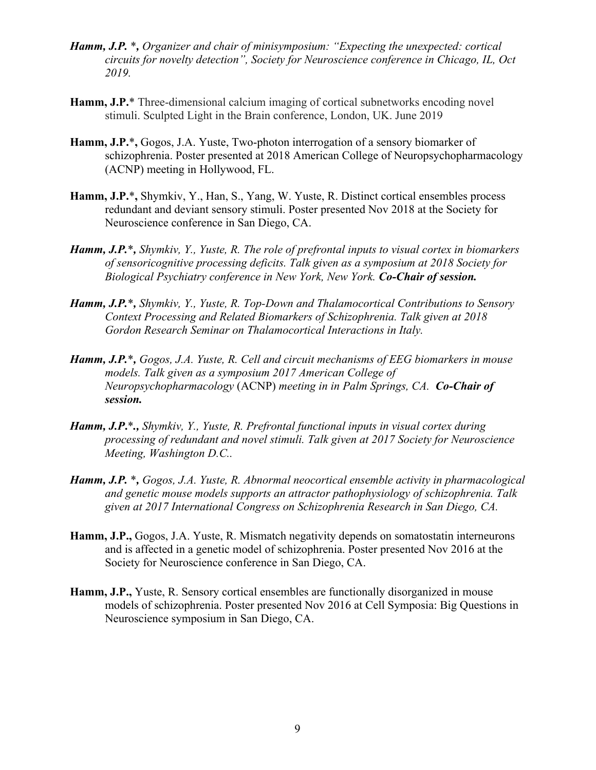***Hamm, J.P.* \*,** *Organizer and chair of minisymposium: "Expecting the unexpected: cortical circuits for novelty detection", Society for Neuroscience conference in Chicago, IL, Oct 2019.*

**Hamm, J.P.**\* Three-dimensional calcium imaging of cortical subnetworks encoding novel stimuli. Sculpted Light in the Brain conference, London, UK. June 2019

**Hamm, J.P.**\***,** Gogos, J.A. Yuste, Two-photon interrogation of a sensory biomarker of schizophrenia. Poster presented at 2018 American College of Neuropsychopharmacology (ACNP) meeting in Hollywood, FL.

**Hamm, J.P.**\***,** Shymkiv, Y., Han, S., Yang, W. Yuste, R. Distinct cortical ensembles process redundant and deviant sensory stimuli. Poster presented Nov 2018 at the Society for Neuroscience conference in San Diego, CA.

***Hamm, J.P.*\*,** *Shymkiv, Y., Yuste, R. The role of prefrontal inputs to visual cortex in biomarkers of sensoricognitive processing deficits. Talk given as a symposium at 2018 Society for Biological Psychiatry conference in New York, New York.* ***Co-Chair of session.***

***Hamm, J.P.*\*,** *Shymkiv, Y., Yuste, R. Top-Down and Thalamocortical Contributions to Sensory Context Processing and Related Biomarkers of Schizophrenia. Talk given at 2018 Gordon Research Seminar on Thalamocortical Interactions in Italy.*

***Hamm, J.P.*\*,** *Gogos, J.A. Yuste, R. Cell and circuit mechanisms of EEG biomarkers in mouse models. Talk given as a symposium 2017 American College of Neuropsychopharmacology* (ACNP) *meeting in in Palm Springs, CA.* ***Co-Chair of session.***

***Hamm, J.P.*\*.,** *Shymkiv, Y., Yuste, R. Prefrontal functional inputs in visual cortex during processing of redundant and novel stimuli. Talk given at 2017 Society for Neuroscience Meeting, Washington D.C..*

***Hamm, J.P.* \*,** *Gogos, J.A. Yuste, R. Abnormal neocortical ensemble activity in pharmacological and genetic mouse models supports an attractor pathophysiology of schizophrenia. Talk given at 2017 International Congress on Schizophrenia Research in San Diego, CA.*

**Hamm, J.P.,** Gogos, J.A. Yuste, R. Mismatch negativity depends on somatostatin interneurons and is affected in a genetic model of schizophrenia. Poster presented Nov 2016 at the Society for Neuroscience conference in San Diego, CA.

**Hamm, J.P.,** Yuste, R. Sensory cortical ensembles are functionally disorganized in mouse models of schizophrenia. Poster presented Nov 2016 at Cell Symposia: Big Questions in Neuroscience symposium in San Diego, CA.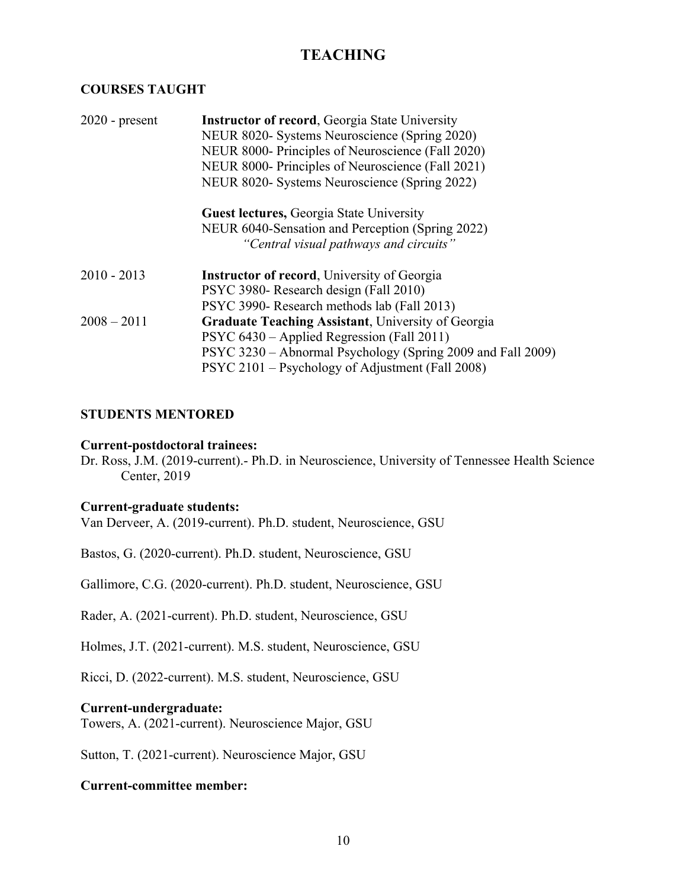# TEACHING

## COURSES TAUGHT

2020 - present **Instructor of record**, Georgia State University
NEUR 8020- Systems Neuroscience (Spring 2020)
NEUR 8000- Principles of Neuroscience (Fall 2020)
NEUR 8000- Principles of Neuroscience (Fall 2021)
NEUR 8020- Systems Neuroscience (Spring 2022)

**Guest lectures,** Georgia State University
NEUR 6040-Sensation and Perception (Spring 2022)
*"Central visual pathways and circuits"*

2010 - 2013 **Instructor of record**, University of Georgia
PSYC 3980- Research design (Fall 2010)
PSYC 3990- Research methods lab (Fall 2013)

2008 – 2011 **Graduate Teaching Assistant**, University of Georgia
PSYC 6430 – Applied Regression (Fall 2011)
PSYC 3230 – Abnormal Psychology (Spring 2009 and Fall 2009)
PSYC 2101 – Psychology of Adjustment (Fall 2008)

## STUDENTS MENTORED

**Current-postdoctoral trainees:**

Dr. Ross, J.M. (2019-current).- Ph.D. in Neuroscience, University of Tennessee Health Science Center, 2019

**Current-graduate students:**

Van Derveer, A. (2019-current). Ph.D. student, Neuroscience, GSU

Bastos, G. (2020-current). Ph.D. student, Neuroscience, GSU

Gallimore, C.G. (2020-current). Ph.D. student, Neuroscience, GSU

Rader, A. (2021-current). Ph.D. student, Neuroscience, GSU

Holmes, J.T. (2021-current). M.S. student, Neuroscience, GSU

Ricci, D. (2022-current). M.S. student, Neuroscience, GSU

**Current-undergraduate:**

Towers, A. (2021-current). Neuroscience Major, GSU

Sutton, T. (2021-current). Neuroscience Major, GSU

**Current-committee member:**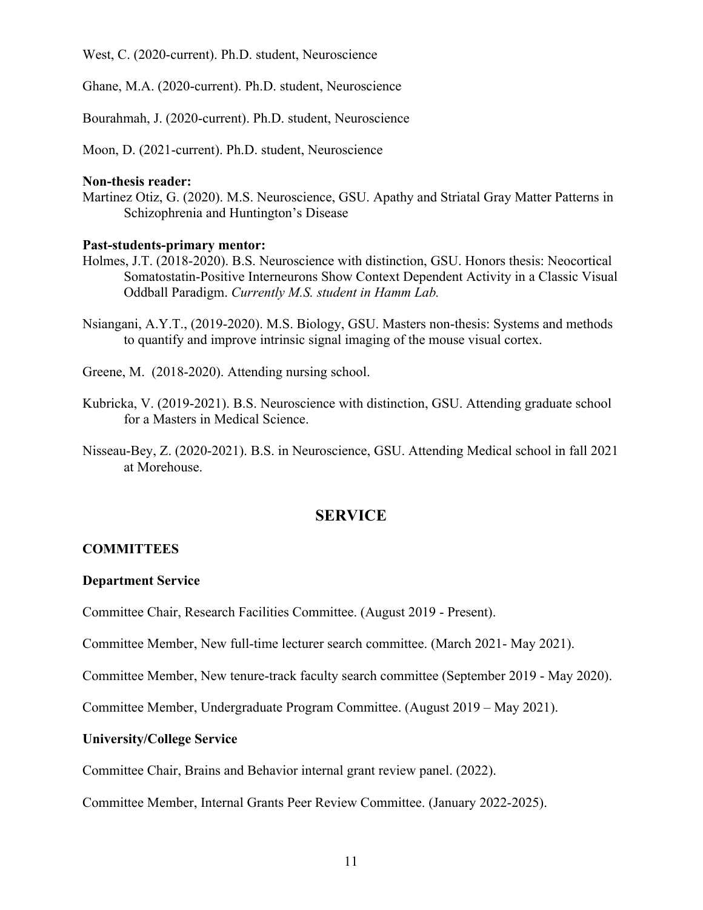West, C. (2020-current). Ph.D. student, Neuroscience

Ghane, M.A. (2020-current). Ph.D. student, Neuroscience

Bourahmah, J. (2020-current). Ph.D. student, Neuroscience

Moon, D. (2021-current). Ph.D. student, Neuroscience

**Non-thesis reader:**

Martinez Otiz, G. (2020). M.S. Neuroscience, GSU. Apathy and Striatal Gray Matter Patterns in Schizophrenia and Huntington's Disease

**Past-students-primary mentor:**

Holmes, J.T. (2018-2020). B.S. Neuroscience with distinction, GSU. Honors thesis: Neocortical Somatostatin-Positive Interneurons Show Context Dependent Activity in a Classic Visual Oddball Paradigm. *Currently M.S. student in Hamm Lab.*

Nsiangani, A.Y.T., (2019-2020). M.S. Biology, GSU. Masters non-thesis: Systems and methods to quantify and improve intrinsic signal imaging of the mouse visual cortex.

Greene, M. (2018-2020). Attending nursing school.

Kubricka, V. (2019-2021). B.S. Neuroscience with distinction, GSU. Attending graduate school for a Masters in Medical Science.

Nisseau-Bey, Z. (2020-2021). B.S. in Neuroscience, GSU. Attending Medical school in fall 2021 at Morehouse.

## SERVICE

### COMMITTEES

**Department Service**

Committee Chair, Research Facilities Committee. (August 2019 - Present).

Committee Member, New full-time lecturer search committee. (March 2021- May 2021).

Committee Member, New tenure-track faculty search committee (September 2019 - May 2020).

Committee Member, Undergraduate Program Committee. (August 2019 – May 2021).

**University/College Service**

Committee Chair, Brains and Behavior internal grant review panel. (2022).

Committee Member, Internal Grants Peer Review Committee. (January 2022-2025).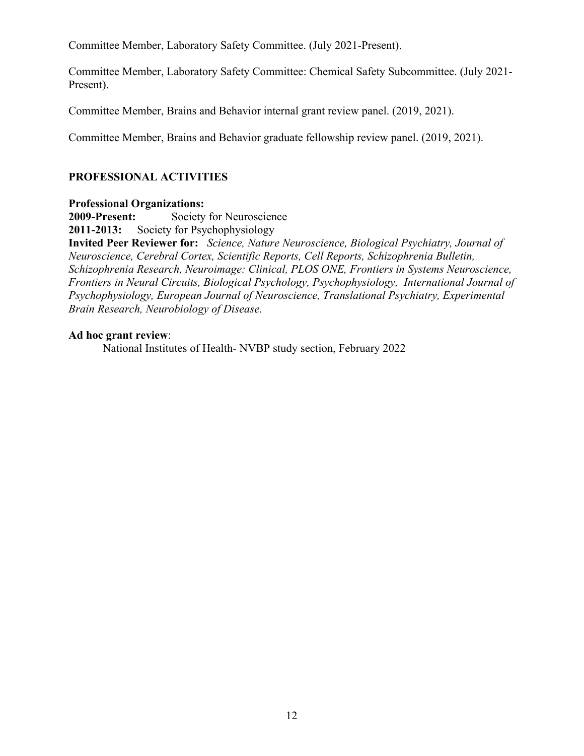Committee Member, Laboratory Safety Committee. (July 2021-Present).

Committee Member, Laboratory Safety Committee: Chemical Safety Subcommittee. (July 2021-Present).

Committee Member, Brains and Behavior internal grant review panel. (2019, 2021).

Committee Member, Brains and Behavior graduate fellowship review panel. (2019, 2021).

## PROFESSIONAL ACTIVITIES

**Professional Organizations:**

**2009-Present:** Society for Neuroscience

**2011-2013:** Society for Psychophysiology

**Invited Peer Reviewer for:** *Science, Nature Neuroscience, Biological Psychiatry, Journal of Neuroscience, Cerebral Cortex, Scientific Reports, Cell Reports, Schizophrenia Bulletin, Schizophrenia Research, Neuroimage: Clinical, PLOS ONE, Frontiers in Systems Neuroscience, Frontiers in Neural Circuits, Biological Psychology, Psychophysiology, International Journal of Psychophysiology, European Journal of Neuroscience, Translational Psychiatry, Experimental Brain Research, Neurobiology of Disease.*

**Ad hoc grant review**:

National Institutes of Health- NVBP study section, February 2022